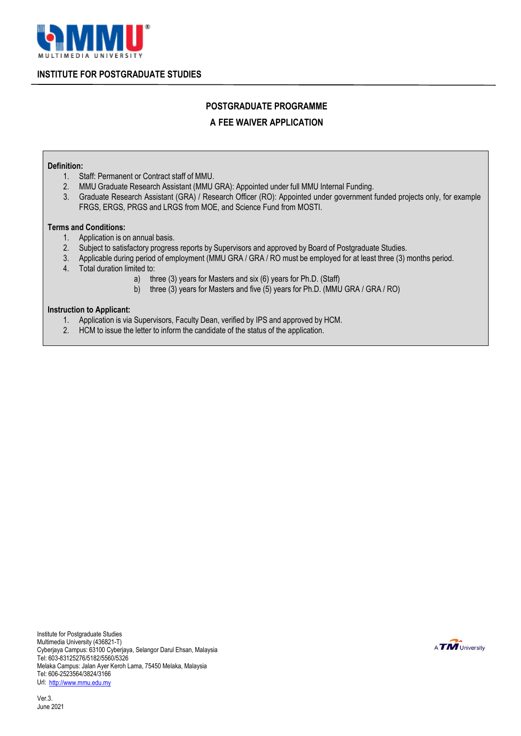**INSTITUTE FOR POSTGRADUATE STUDIES**

## POSTGRADUATE PROGRAMME

## A FEE WAIVER APPLICATION

**Definition:**

1. Staff: Permanent or Contract staff of MMU.
2. MMU Graduate Research Assistant (MMU GRA): Appointed under full MMU Internal Funding.
3. Graduate Research Assistant (GRA) / Research Officer (RO): Appointed under government funded projects only, for example FRGS, ERGS, PRGS and LRGS from MOE, and Science Fund from MOSTI.

**Terms and Conditions:**

1. Application is on annual basis.
2. Subject to satisfactory progress reports by Supervisors and approved by Board of Postgraduate Studies.
3. Applicable during period of employment (MMU GRA / GRA / RO must be employed for at least three (3) months period.
4. Total duration limited to:
   a) three (3) years for Masters and six (6) years for Ph.D. (Staff)
   b) three (3) years for Masters and five (5) years for Ph.D. (MMU GRA / GRA / RO)

**Instruction to Applicant:**

1. Application is via Supervisors, Faculty Dean, verified by IPS and approved by HCM.
2. HCM to issue the letter to inform the candidate of the status of the application.

Institute for Postgraduate Studies
Multimedia University (436821-T)
Cyberjaya Campus: 63100 Cyberjaya, Selangor Darul Ehsan, Malaysia
Tel: 603-83125276/5182/5560/5326
Melaka Campus: Jalan Ayer Keroh Lama, 75450 Melaka, Malaysia
Tel: 606-2523564/3824/3166
Url: http://www.mmu.edu.my

Ver.3.
June 2021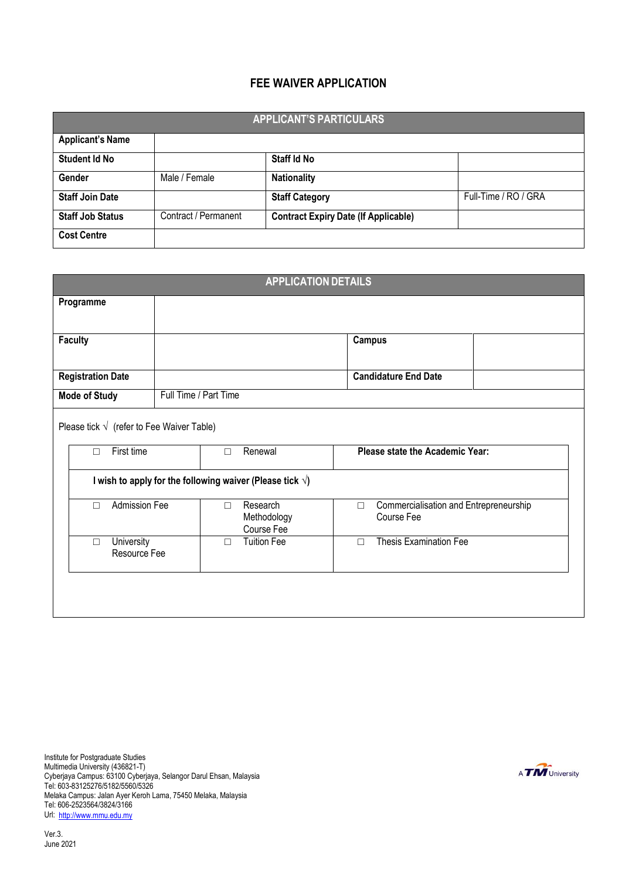# FEE WAIVER APPLICATION

| APPLICANT'S PARTICULARS | | | |
|---|---|---|---|
| **Applicant's Name** | | | |
| **Student Id No** | | **Staff Id No** | |
| **Gender** | Male / Female | **Nationality** | |
| **Staff Join Date** | | **Staff Category** | Full-Time / RO / GRA |
| **Staff Job Status** | Contract / Permanent | **Contract Expiry Date (If Applicable)** | |
| **Cost Centre** | | | |

| APPLICATION DETAILS | | | |
|---|---|---|---|
| **Programme** | | | |
| **Faculty** | | **Campus** | |
| **Registration Date** | | **Candidature End Date** | |
| **Mode of Study** | Full Time / Part Time | | |

Please tick √ (refer to Fee Waiver Table)

| □ First time | □ Renewal | **Please state the Academic Year:** |
|---|---|---|
| **I wish to apply for the following waiver (Please tick √)** | | |
| □ Admission Fee | □ Research Methodology Course Fee | □ Commercialisation and Entrepreneurship Course Fee |
| □ University Resource Fee | □ Tuition Fee | □ Thesis Examination Fee |

Institute for Postgraduate Studies
Multimedia University (436821-T)
Cyberjaya Campus: 63100 Cyberjaya, Selangor Darul Ehsan, Malaysia
Tel: 603-83125276/5182/5560/5326
Melaka Campus: Jalan Ayer Keroh Lama, 75450 Melaka, Malaysia
Tel: 606-2523564/3824/3166
Url: http://www.mmu.edu.my

A TM University

Ver.3.
June 2021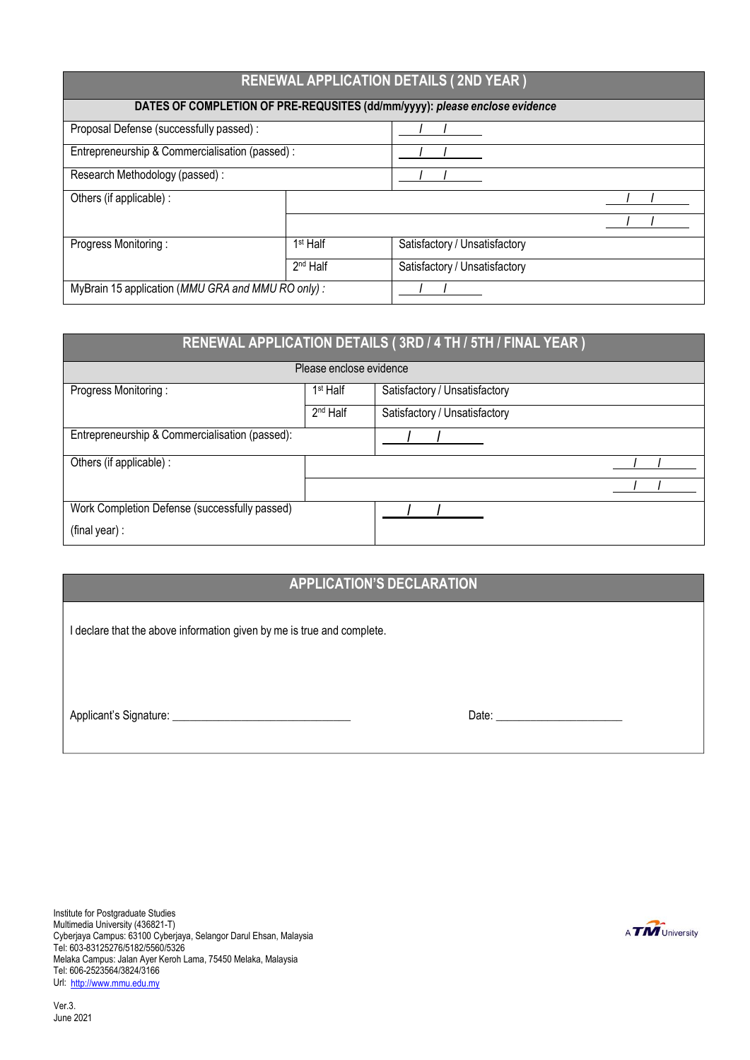## RENEWAL APPLICATION DETAILS ( 2ND YEAR )

| DATES OF COMPLETION OF PRE-REQUSITES (dd/mm/yyyy): *please enclose evidence* | | |
|---|---|---|
| Proposal Defense (successfully passed) : | | / / |
| Entrepreneurship & Commercialisation (passed) : | | / / |
| Research Methodology (passed) : | | / / |
| Others (if applicable) : | | / / |
| | | / / |
| Progress Monitoring : | 1st Half | Satisfactory / Unsatisfactory |
| | 2nd Half | Satisfactory / Unsatisfactory |
| MyBrain 15 application (*MMU GRA and MMU RO only) :* | | / / |

## RENEWAL APPLICATION DETAILS ( 3RD / 4 TH / 5TH / FINAL YEAR )

| Please enclose evidence | | |
|---|---|---|
| Progress Monitoring : | 1st Half | Satisfactory / Unsatisfactory |
| | 2nd Half | Satisfactory / Unsatisfactory |
| Entrepreneurship & Commercialisation (passed): | | / / |
| Others (if applicable) : | | / / |
| | | / / |
| Work Completion Defense (successfully passed) (final year) : | | / / |

## APPLICATION'S DECLARATION

I declare that the above information given by me is true and complete.

Applicant's Signature: ______________________________ Date: ____________________

Institute for Postgraduate Studies
Multimedia University (436821-T)
Cyberjaya Campus: 63100 Cyberjaya, Selangor Darul Ehsan, Malaysia
Tel: 603-83125276/5182/5560/5326
Melaka Campus: Jalan Ayer Keroh Lama, 75450 Melaka, Malaysia
Tel: 606-2523564/3824/3166
Url: http://www.mmu.edu.my

A TM University

Ver.3.
June 2021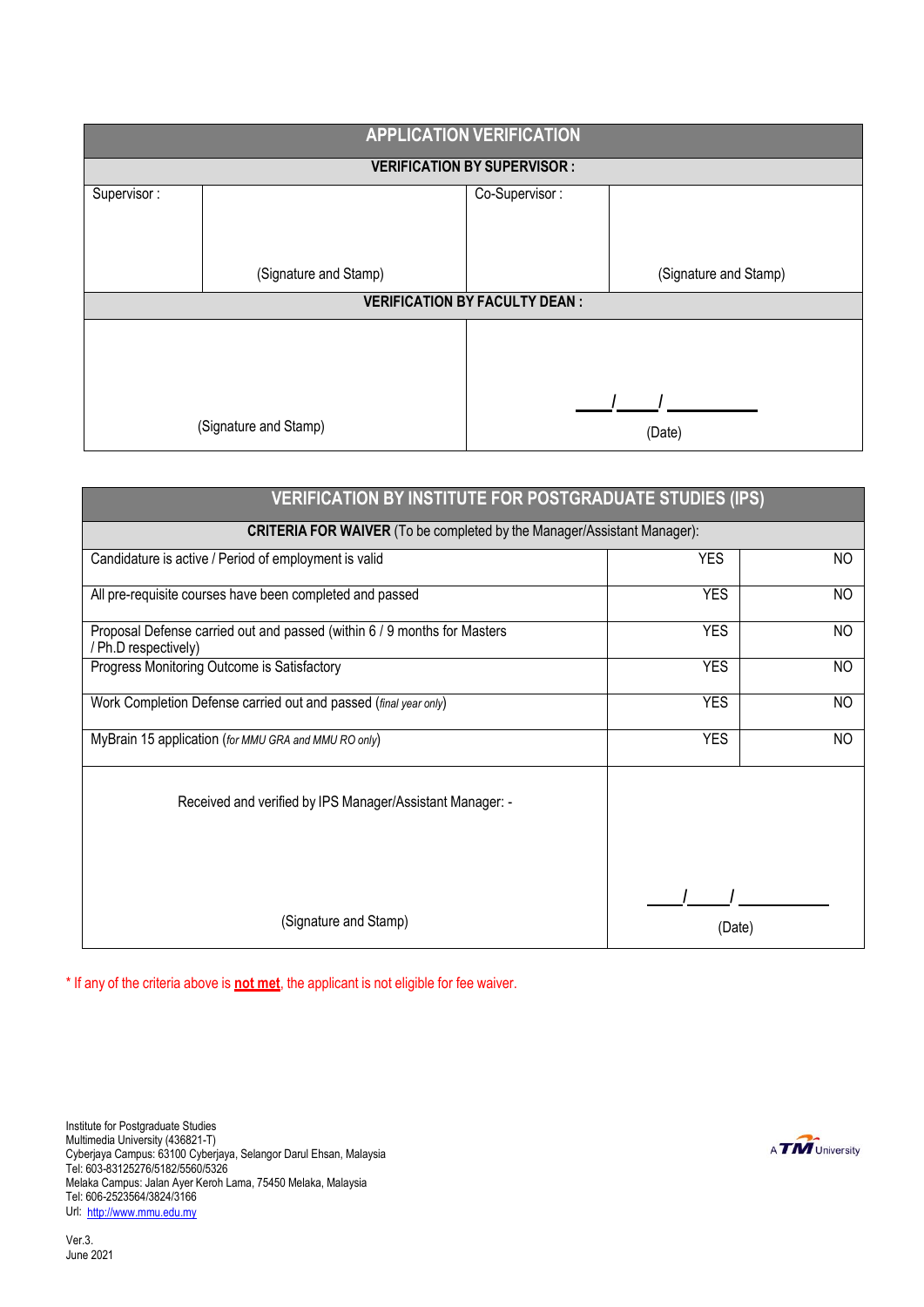## APPLICATION VERIFICATION

| VERIFICATION BY SUPERVISOR : | | | |
|---|---|---|---|
| Supervisor : | (Signature and Stamp) | Co-Supervisor : | (Signature and Stamp) |

| VERIFICATION BY FACULTY DEAN : | |
|---|---|
| (Signature and Stamp) | ____/____/ ________ (Date) |

## VERIFICATION BY INSTITUTE FOR POSTGRADUATE STUDIES (IPS)

| **CRITERIA FOR WAIVER** (To be completed by the Manager/Assistant Manager): | | |
|---|---|---|
| Candidature is active / Period of employment is valid | YES | NO |
| All pre-requisite courses have been completed and passed | YES | NO |
| Proposal Defense carried out and passed (within 6 / 9 months for Masters / Ph.D respectively) | YES | NO |
| Progress Monitoring Outcome is Satisfactory | YES | NO |
| Work Completion Defense carried out and passed (*final year only*) | YES | NO |
| MyBrain 15 application (*for MMU GRA and MMU RO only*) | YES | NO |
| Received and verified by IPS Manager/Assistant Manager: - (Signature and Stamp) | ____/____/ ________ (Date) | |

\* If any of the criteria above is **not met**, the applicant is not eligible for fee waiver.

Institute for Postgraduate Studies
Multimedia University (436821-T)
Cyberjaya Campus: 63100 Cyberjaya, Selangor Darul Ehsan, Malaysia
Tel: 603-83125276/5182/5560/5326
Melaka Campus: Jalan Ayer Keroh Lama, 75450 Melaka, Malaysia
Tel: 606-2523564/3824/3166
Url: http://www.mmu.edu.my

A TM University

Ver.3.
June 2021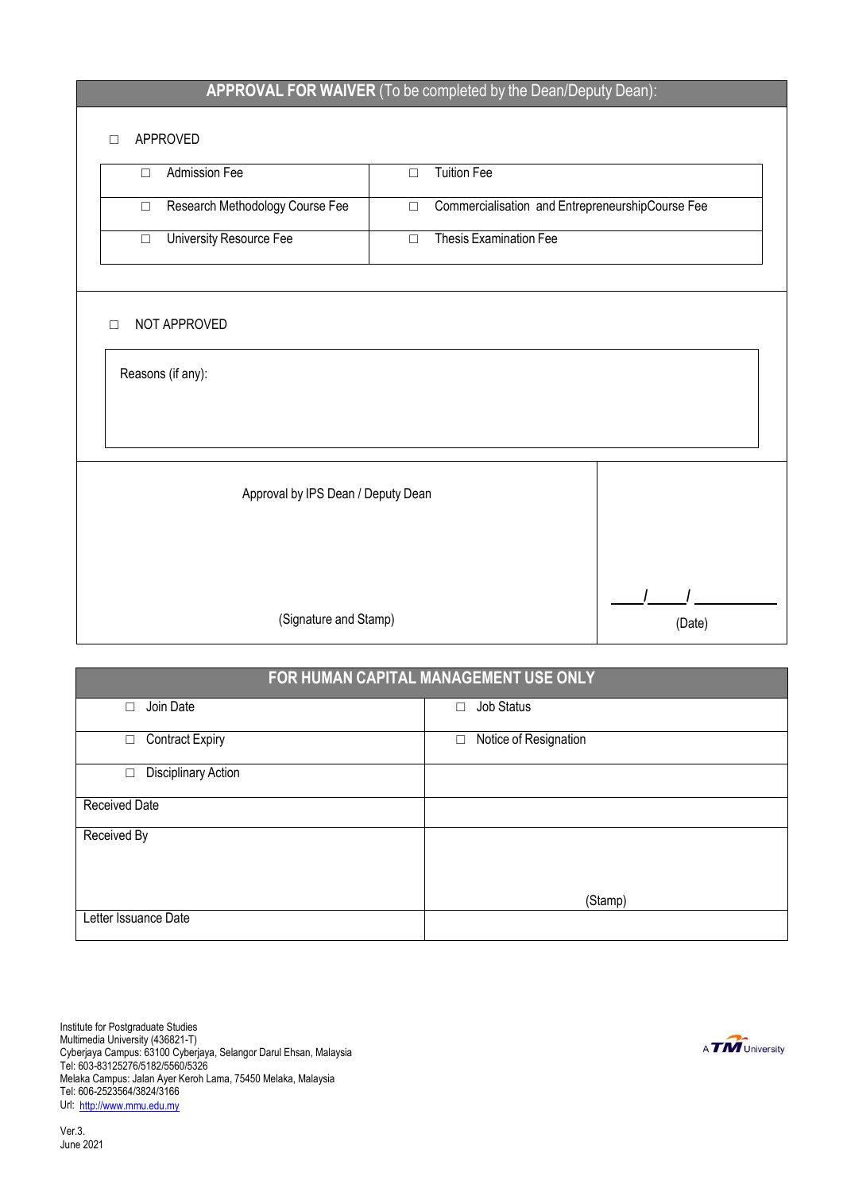## APPROVAL FOR WAIVER (To be completed by the Dean/Deputy Dean):

☐ APPROVED

| | |
|---|---|
| ☐ Admission Fee | ☐ Tuition Fee |
| ☐ Research Methodology Course Fee | ☐ Commercialisation and EntrepreneurshipCourse Fee |
| ☐ University Resource Fee | ☐ Thesis Examination Fee |

☐ NOT APPROVED

Reasons (if any):

| Approval by IPS Dean / Deputy Dean | |
|---|---|
| (Signature and Stamp) | ___/___/______ (Date) |

## FOR HUMAN CAPITAL MANAGEMENT USE ONLY

| | |
|---|---|
| ☐ Join Date | ☐ Job Status |
| ☐ Contract Expiry | ☐ Notice of Resignation |
| ☐ Disciplinary Action | |
| Received Date | |
| Received By | (Stamp) |
| Letter Issuance Date | |

Institute for Postgraduate Studies
Multimedia University (436821-T)
Cyberjaya Campus: 63100 Cyberjaya, Selangor Darul Ehsan, Malaysia
Tel: 603-83125276/5182/5560/5326
Melaka Campus: Jalan Ayer Keroh Lama, 75450 Melaka, Malaysia
Tel: 606-2523564/3824/3166
Url: http://www.mmu.edu.my

A TM University

Ver.3.
June 2021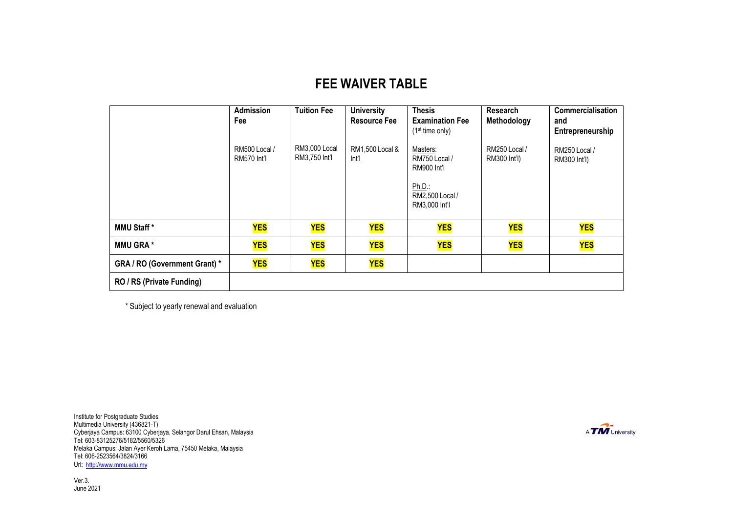# FEE WAIVER TABLE

| | Admission Fee<br><br>RM500 Local / RM570 Int'l | Tuition Fee<br><br>RM3,000 Local RM3,750 Int'l | University Resource Fee<br><br>RM1,500 Local & Int'l | Thesis Examination Fee (1st time only)<br><br>Masters: RM750 Local / RM900 Int'l<br><br>Ph.D.: RM2,500 Local / RM3,000 Int'l | Research Methodology<br><br>RM250 Local / RM300 Int'l) | Commercialisation and Entrepreneurship<br><br>RM250 Local / RM300 Int'l) |
|---|---|---|---|---|---|---|
| **MMU Staff** * | **YES** | **YES** | **YES** | **YES** | **YES** | **YES** |
| **MMU GRA** * | **YES** | **YES** | **YES** | **YES** | **YES** | **YES** |
| **GRA / RO (Government Grant)** * | **YES** | **YES** | **YES** | | | |
| **RO / RS (Private Funding)** | | | | | | |

* Subject to yearly renewal and evaluation

Institute for Postgraduate Studies
Multimedia University (436821-T)
Cyberjaya Campus: 63100 Cyberjaya, Selangor Darul Ehsan, Malaysia
Tel: 603-83125276/5182/5560/5326
Melaka Campus: Jalan Ayer Keroh Lama, 75450 Melaka, Malaysia
Tel: 606-2523564/3824/3166
Url: http://www.mmu.edu.my

Ver.3.
June 2021